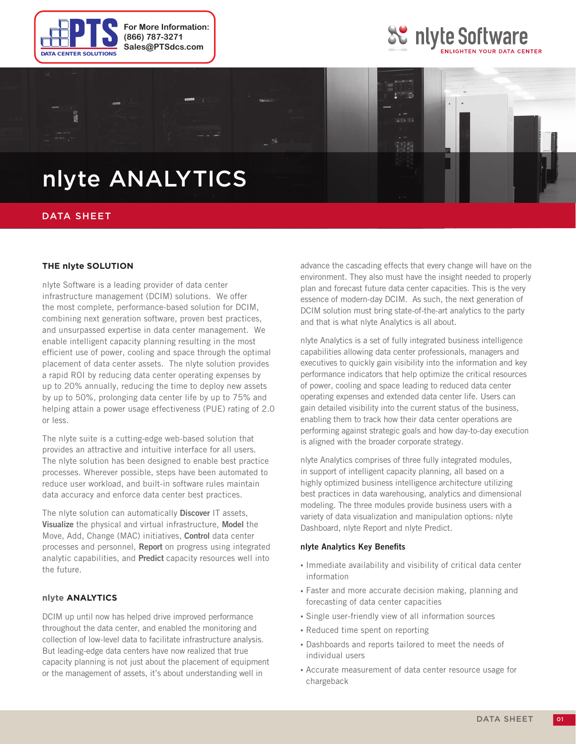For More Information:
(866) 787-3271
Sales@PTSdcs.com

# nlyte ANALYTICS

DATA SHEET

## THE nlyte SOLUTION

nlyte Software is a leading provider of data center infrastructure management (DCIM) solutions. We offer the most complete, performance-based solution for DCIM, combining next generation software, proven best practices, and unsurpassed expertise in data center management. We enable intelligent capacity planning resulting in the most efficient use of power, cooling and space through the optimal placement of data center assets. The nlyte solution provides a rapid ROI by reducing data center operating expenses by up to 20% annually, reducing the time to deploy new assets by up to 50%, prolonging data center life by up to 75% and helping attain a power usage effectiveness (PUE) rating of 2.0 or less.

The nlyte suite is a cutting-edge web-based solution that provides an attractive and intuitive interface for all users. The nlyte solution has been designed to enable best practice processes. Wherever possible, steps have been automated to reduce user workload, and built-in software rules maintain data accuracy and enforce data center best practices.

The nlyte solution can automatically **Discover** IT assets, **Visualize** the physical and virtual infrastructure, **Model** the Move, Add, Change (MAC) initiatives, **Control** data center processes and personnel, **Report** on progress using integrated analytic capabilities, and **Predict** capacity resources well into the future.

## nlyte ANALYTICS

DCIM up until now has helped drive improved performance throughout the data center, and enabled the monitoring and collection of low-level data to facilitate infrastructure analysis. But leading-edge data centers have now realized that true capacity planning is not just about the placement of equipment or the management of assets, it's about understanding well in advance the cascading effects that every change will have on the environment. They also must have the insight needed to properly plan and forecast future data center capacities. This is the very essence of modern-day DCIM. As such, the next generation of DCIM solution must bring state-of-the-art analytics to the party and that is what nlyte Analytics is all about.

nlyte Analytics is a set of fully integrated business intelligence capabilities allowing data center professionals, managers and executives to quickly gain visibility into the information and key performance indicators that help optimize the critical resources of power, cooling and space leading to reduced data center operating expenses and extended data center life. Users can gain detailed visibility into the current status of the business, enabling them to track how their data center operations are performing against strategic goals and how day-to-day execution is aligned with the broader corporate strategy.

nlyte Analytics comprises of three fully integrated modules, in support of intelligent capacity planning, all based on a highly optimized business intelligence architecture utilizing best practices in data warehousing, analytics and dimensional modeling. The three modules provide business users with a variety of data visualization and manipulation options: nlyte Dashboard, nlyte Report and nlyte Predict.

### nlyte Analytics Key Benefits

- Immediate availability and visibility of critical data center information
- Faster and more accurate decision making, planning and forecasting of data center capacities
- Single user-friendly view of all information sources
- Reduced time spent on reporting
- Dashboards and reports tailored to meet the needs of individual users
- Accurate measurement of data center resource usage for chargeback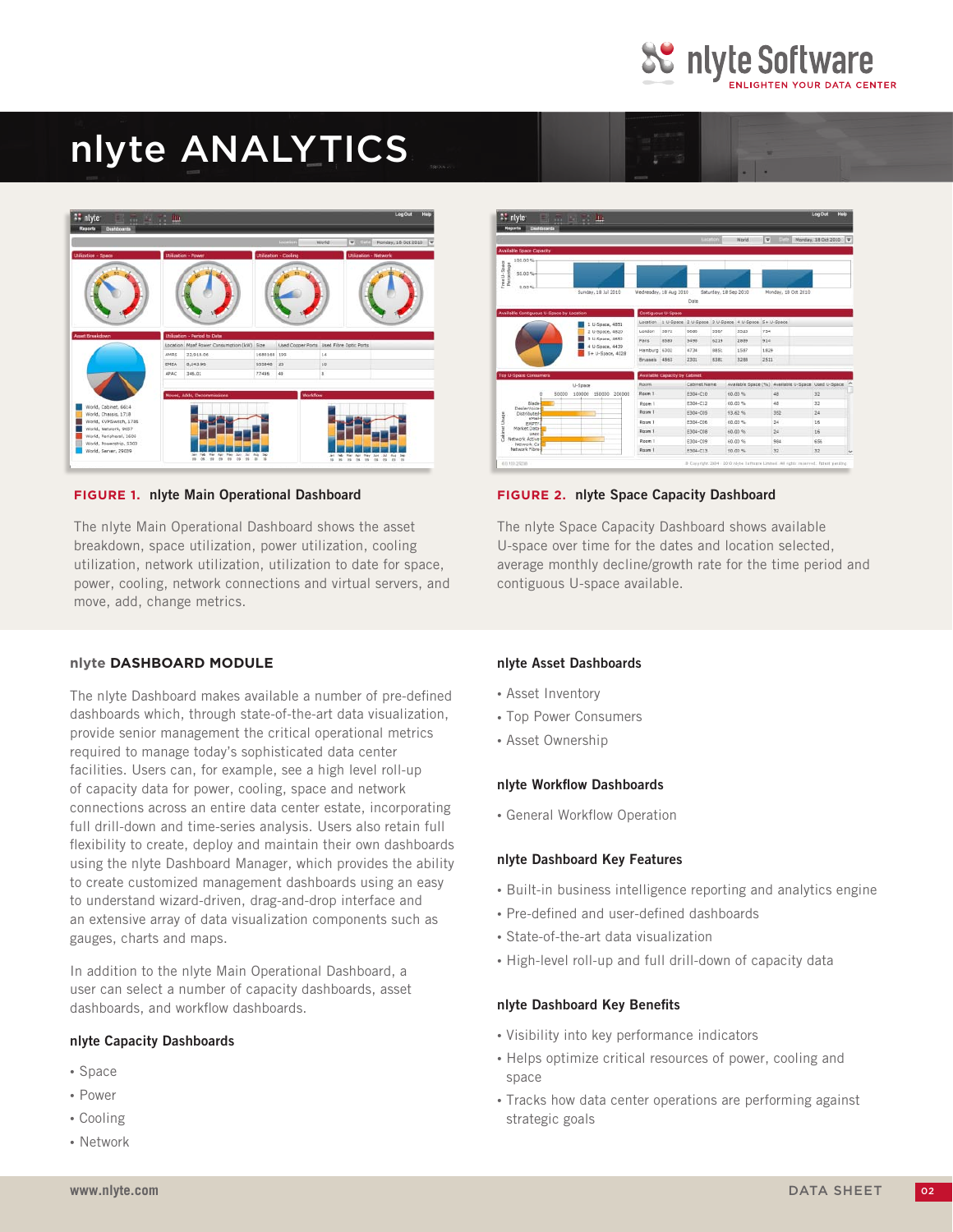# nlyte ANALYTICS

**FIGURE 1.** nlyte Main Operational Dashboard

The nlyte Main Operational Dashboard shows the asset breakdown, space utilization, power utilization, cooling utilization, network utilization, utilization to date for space, power, cooling, network connections and virtual servers, and move, add, change metrics.

**FIGURE 2.** nlyte Space Capacity Dashboard

The nlyte Space Capacity Dashboard shows available U-space over time for the dates and location selected, average monthly decline/growth rate for the time period and contiguous U-space available.

## nlyte DASHBOARD MODULE

The nlyte Dashboard makes available a number of pre-defined dashboards which, through state-of-the-art data visualization, provide senior management the critical operational metrics required to manage today's sophisticated data center facilities. Users can, for example, see a high level roll-up of capacity data for power, cooling, space and network connections across an entire data center estate, incorporating full drill-down and time-series analysis. Users also retain full flexibility to create, deploy and maintain their own dashboards using the nlyte Dashboard Manager, which provides the ability to create customized management dashboards using an easy to understand wizard-driven, drag-and-drop interface and an extensive array of data visualization components such as gauges, charts and maps.

In addition to the nlyte Main Operational Dashboard, a user can select a number of capacity dashboards, asset dashboards, and workflow dashboards.

### nlyte Capacity Dashboards

- Space
- Power
- Cooling
- Network

### nlyte Asset Dashboards

- Asset Inventory
- Top Power Consumers
- Asset Ownership

### nlyte Workflow Dashboards

- General Workflow Operation

### nlyte Dashboard Key Features

- Built-in business intelligence reporting and analytics engine
- Pre-defined and user-defined dashboards
- State-of-the-art data visualization
- High-level roll-up and full drill-down of capacity data

### nlyte Dashboard Key Benefits

- Visibility into key performance indicators
- Helps optimize critical resources of power, cooling and space
- Tracks how data center operations are performing against strategic goals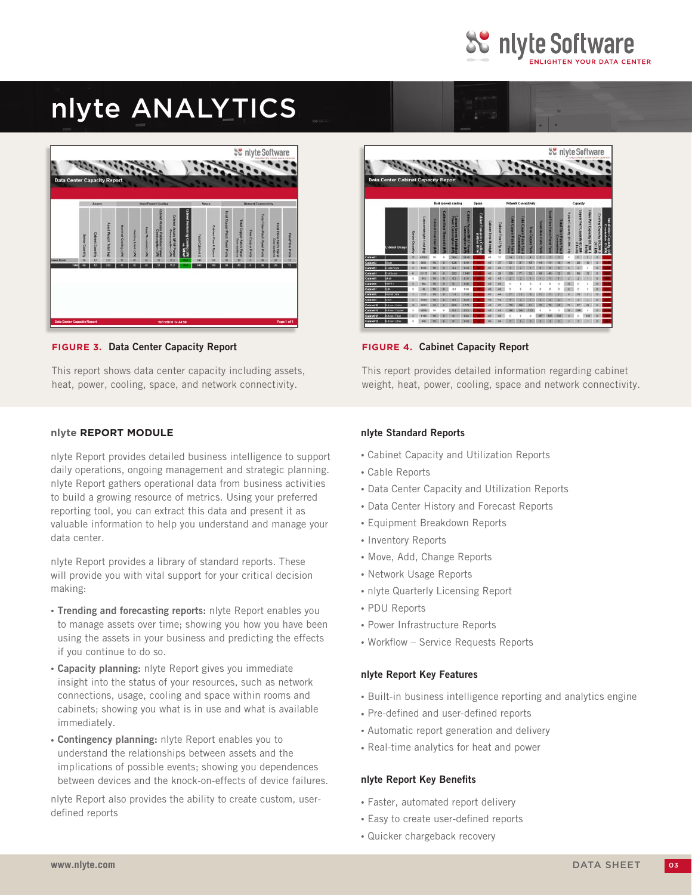# nlyte ANALYTICS

**FIGURE 3.** Data Center Capacity Report

This report shows data center capacity including assets, heat, power, cooling, space, and network connectivity.

**FIGURE 4.** Cabinet Capacity Report

This report provides detailed information regarding cabinet weight, heat, power, cooling, space and network connectivity.

## nlyte REPORT MODULE

nlyte Report provides detailed business intelligence to support daily operations, ongoing management and strategic planning. nlyte Report gathers operational data from business activities to build a growing resource of metrics. Using your preferred reporting tool, you can extract this data and present it as valuable information to help you understand and manage your data center.

nlyte Report provides a library of standard reports. These will provide you with vital support for your critical decision making:

- **Trending and forecasting reports:** nlyte Report enables you to manage assets over time; showing you how you have been using the assets in your business and predicting the effects if you continue to do so.
- **Capacity planning:** nlyte Report gives you immediate insight into the status of your resources, such as network connections, usage, cooling and space within rooms and cabinets; showing you what is in use and what is available immediately.
- **Contingency planning:** nlyte Report enables you to understand the relationships between assets and the implications of possible events; showing you dependences between devices and the knock-on-effects of device failures.

nlyte Report also provides the ability to create custom, user-defined reports

### nlyte Standard Reports

- Cabinet Capacity and Utilization Reports
- Cable Reports
- Data Center Capacity and Utilization Reports
- Data Center History and Forecast Reports
- Equipment Breakdown Reports
- Inventory Reports
- Move, Add, Change Reports
- Network Usage Reports
- nlyte Quarterly Licensing Report
- PDU Reports
- Power Infrastructure Reports
- Workflow – Service Requests Reports

### nlyte Report Key Features

- Built-in business intelligence reporting and analytics engine
- Pre-defined and user-defined reports
- Automatic report generation and delivery
- Real-time analytics for heat and power

### nlyte Report Key Benefits

- Faster, automated report delivery
- Easy to create user-defined reports
- Quicker chargeback recovery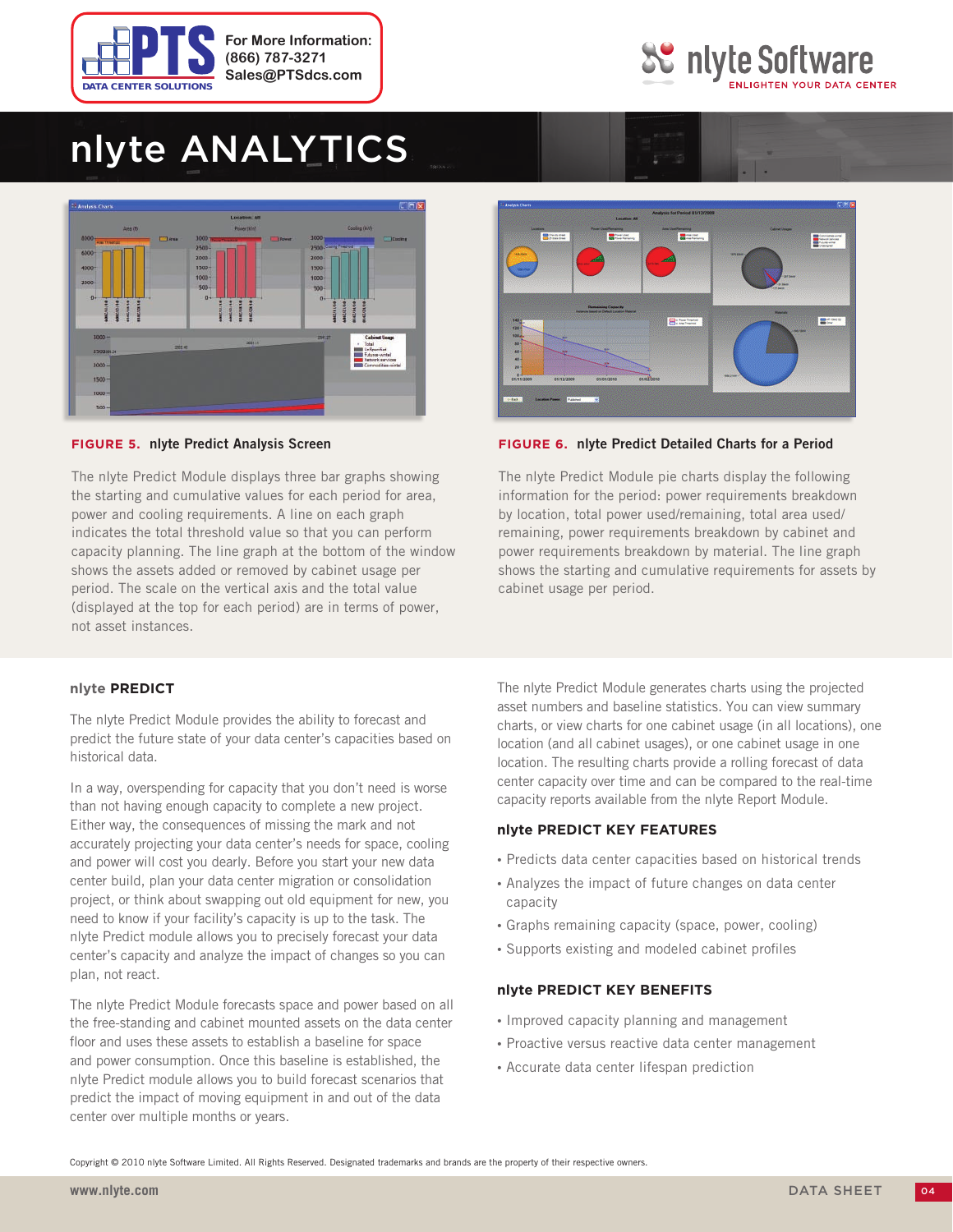For More Information:
(866) 787-3271
Sales@PTSdcs.com

# nlyte ANALYTICS

**FIGURE 5. nlyte Predict Analysis Screen**

The nlyte Predict Module displays three bar graphs showing the starting and cumulative values for each period for area, power and cooling requirements. A line on each graph indicates the total threshold value so that you can perform capacity planning. The line graph at the bottom of the window shows the assets added or removed by cabinet usage per period. The scale on the vertical axis and the total value (displayed at the top for each period) are in terms of power, not asset instances.

**FIGURE 6. nlyte Predict Detailed Charts for a Period**

The nlyte Predict Module pie charts display the following information for the period: power requirements breakdown by location, total power used/remaining, total area used/remaining, power requirements breakdown by cabinet and power requirements breakdown by material. The line graph shows the starting and cumulative requirements for assets by cabinet usage per period.

## nlyte PREDICT

The nlyte Predict Module provides the ability to forecast and predict the future state of your data center's capacities based on historical data.

In a way, overspending for capacity that you don't need is worse than not having enough capacity to complete a new project. Either way, the consequences of missing the mark and not accurately projecting your data center's needs for space, cooling and power will cost you dearly. Before you start your new data center build, plan your data center migration or consolidation project, or think about swapping out old equipment for new, you need to know if your facility's capacity is up to the task. The nlyte Predict module allows you to precisely forecast your data center's capacity and analyze the impact of changes so you can plan, not react.

The nlyte Predict Module forecasts space and power based on all the free-standing and cabinet mounted assets on the data center floor and uses these assets to establish a baseline for space and power consumption. Once this baseline is established, the nlyte Predict module allows you to build forecast scenarios that predict the impact of moving equipment in and out of the data center over multiple months or years.

The nlyte Predict Module generates charts using the projected asset numbers and baseline statistics. You can view summary charts, or view charts for one cabinet usage (in all locations), one location (and all cabinet usages), or one cabinet usage in one location. The resulting charts provide a rolling forecast of data center capacity over time and can be compared to the real-time capacity reports available from the nlyte Report Module.

### nlyte PREDICT KEY FEATURES

- Predicts data center capacities based on historical trends
- Analyzes the impact of future changes on data center capacity
- Graphs remaining capacity (space, power, cooling)
- Supports existing and modeled cabinet profiles

### nlyte PREDICT KEY BENEFITS

- Improved capacity planning and management
- Proactive versus reactive data center management
- Accurate data center lifespan prediction

Copyright © 2010 nlyte Software Limited. All Rights Reserved. Designated trademarks and brands are the property of their respective owners.

www.nlyte.com DATA SHEET